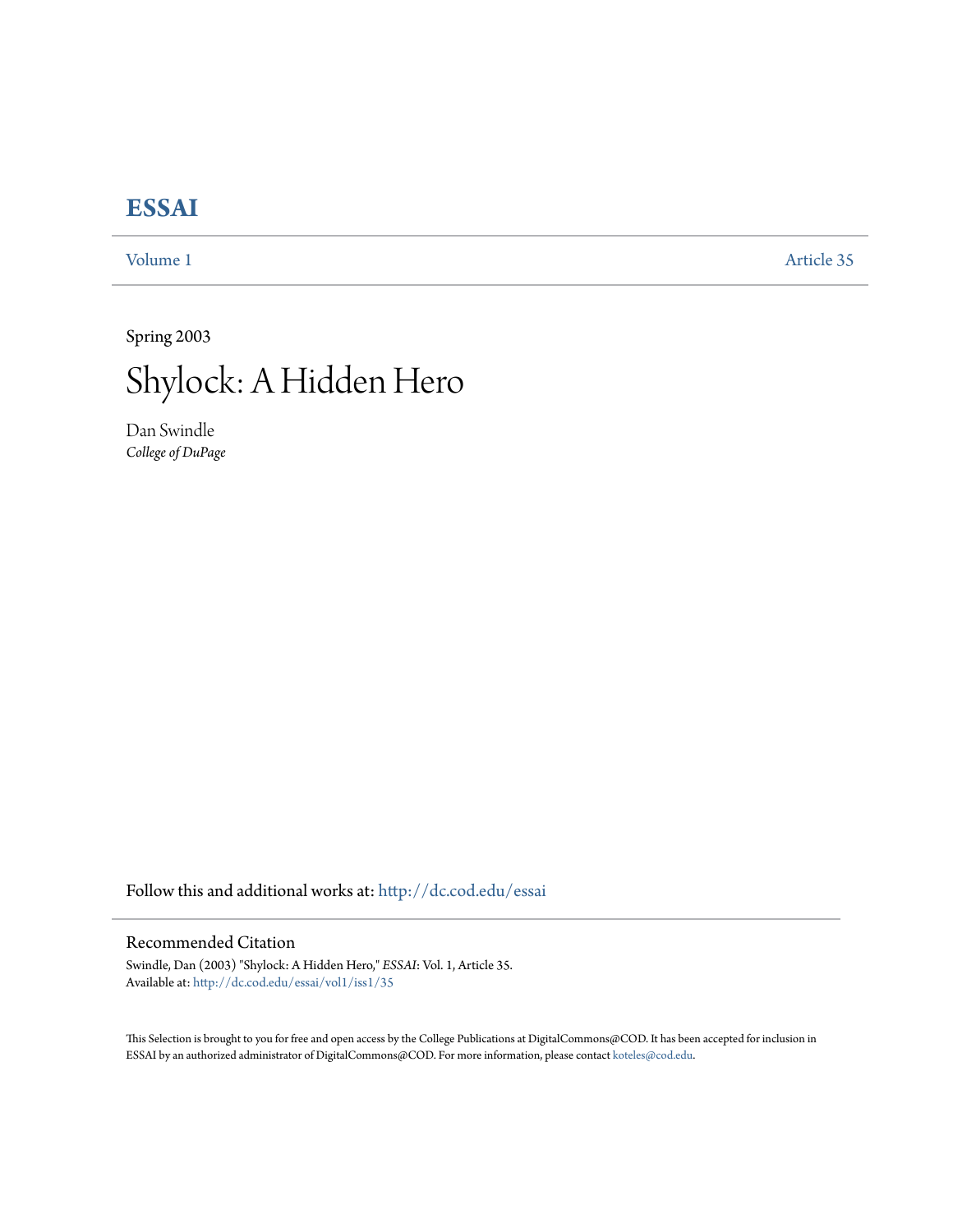# ESSAI

Volume 1 | Article 35

Spring 2003

# Shylock: A Hidden Hero

Dan Swindle
*College of DuPage*

Follow this and additional works at: http://dc.cod.edu/essai

## Recommended Citation

Swindle, Dan (2003) "Shylock: A Hidden Hero," *ESSAI*: Vol. 1, Article 35.
Available at: http://dc.cod.edu/essai/vol1/iss1/35

This Selection is brought to you for free and open access by the College Publications at DigitalCommons@COD. It has been accepted for inclusion in ESSAI by an authorized administrator of DigitalCommons@COD. For more information, please contact koteles@cod.edu.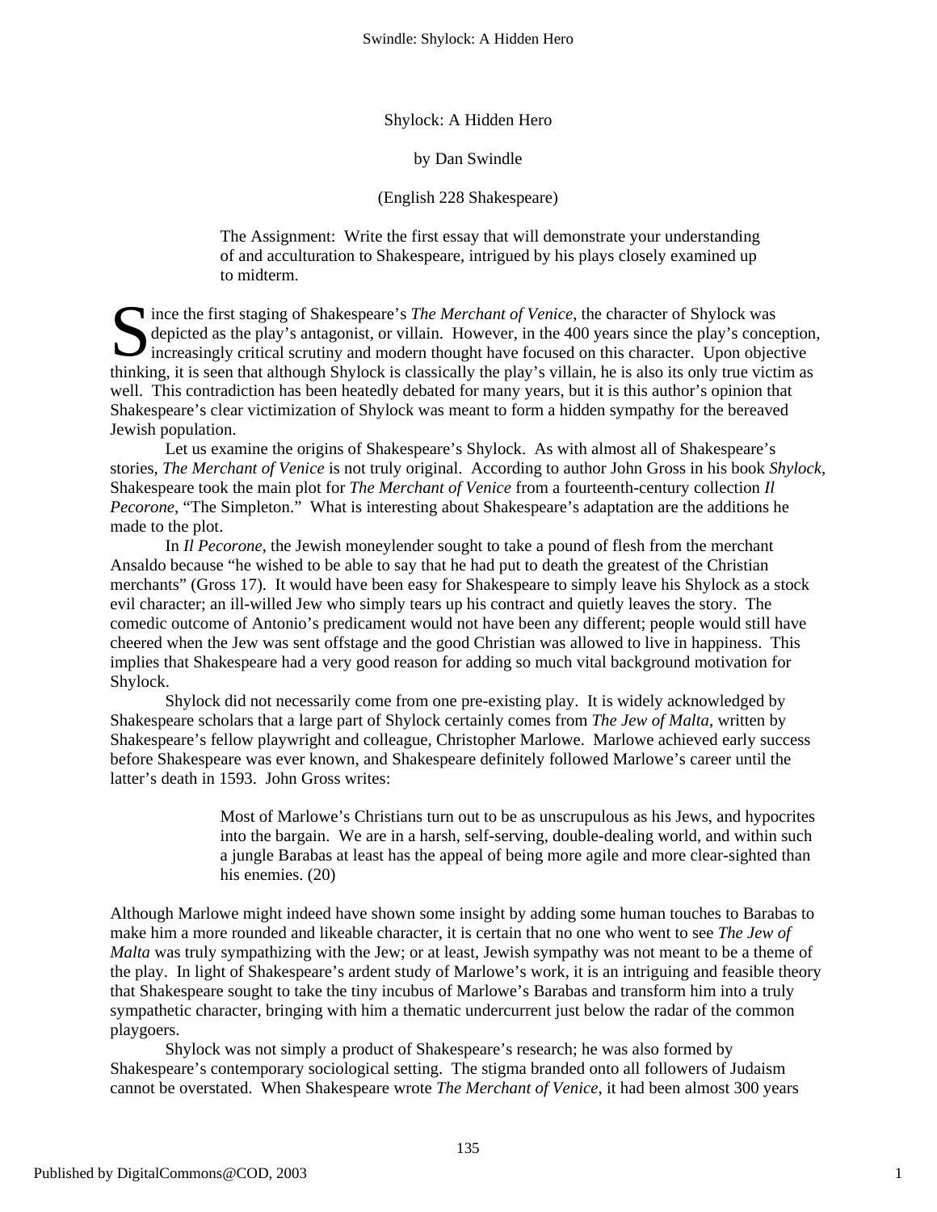Shylock: A Hidden Hero

by Dan Swindle

(English 228 Shakespeare)

> The Assignment: Write the first essay that will demonstrate your understanding of and acculturation to Shakespeare, intrigued by his plays closely examined up to midterm.

Since the first staging of Shakespeare's *The Merchant of Venice*, the character of Shylock was depicted as the play's antagonist, or villain. However, in the 400 years since the play's conception, increasingly critical scrutiny and modern thought have focused on this character. Upon objective thinking, it is seen that although Shylock is classically the play's villain, he is also its only true victim as well. This contradiction has been heatedly debated for many years, but it is this author's opinion that Shakespeare's clear victimization of Shylock was meant to form a hidden sympathy for the bereaved Jewish population.

Let us examine the origins of Shakespeare's Shylock. As with almost all of Shakespeare's stories, *The Merchant of Venice* is not truly original. According to author John Gross in his book *Shylock*, Shakespeare took the main plot for *The Merchant of Venice* from a fourteenth-century collection *Il Pecorone*, "The Simpleton." What is interesting about Shakespeare's adaptation are the additions he made to the plot.

In *Il Pecorone*, the Jewish moneylender sought to take a pound of flesh from the merchant Ansaldo because "he wished to be able to say that he had put to death the greatest of the Christian merchants" (Gross 17). It would have been easy for Shakespeare to simply leave his Shylock as a stock evil character; an ill-willed Jew who simply tears up his contract and quietly leaves the story. The comedic outcome of Antonio's predicament would not have been any different; people would still have cheered when the Jew was sent offstage and the good Christian was allowed to live in happiness. This implies that Shakespeare had a very good reason for adding so much vital background motivation for Shylock.

Shylock did not necessarily come from one pre-existing play. It is widely acknowledged by Shakespeare scholars that a large part of Shylock certainly comes from *The Jew of Malta*, written by Shakespeare's fellow playwright and colleague, Christopher Marlowe. Marlowe achieved early success before Shakespeare was ever known, and Shakespeare definitely followed Marlowe's career until the latter's death in 1593. John Gross writes:

> Most of Marlowe's Christians turn out to be as unscrupulous as his Jews, and hypocrites into the bargain. We are in a harsh, self-serving, double-dealing world, and within such a jungle Barabas at least has the appeal of being more agile and more clear-sighted than his enemies. (20)

Although Marlowe might indeed have shown some insight by adding some human touches to Barabas to make him a more rounded and likeable character, it is certain that no one who went to see *The Jew of Malta* was truly sympathizing with the Jew; or at least, Jewish sympathy was not meant to be a theme of the play. In light of Shakespeare's ardent study of Marlowe's work, it is an intriguing and feasible theory that Shakespeare sought to take the tiny incubus of Marlowe's Barabas and transform him into a truly sympathetic character, bringing with him a thematic undercurrent just below the radar of the common playgoers.

Shylock was not simply a product of Shakespeare's research; he was also formed by Shakespeare's contemporary sociological setting. The stigma branded onto all followers of Judaism cannot be overstated. When Shakespeare wrote *The Merchant of Venice*, it had been almost 300 years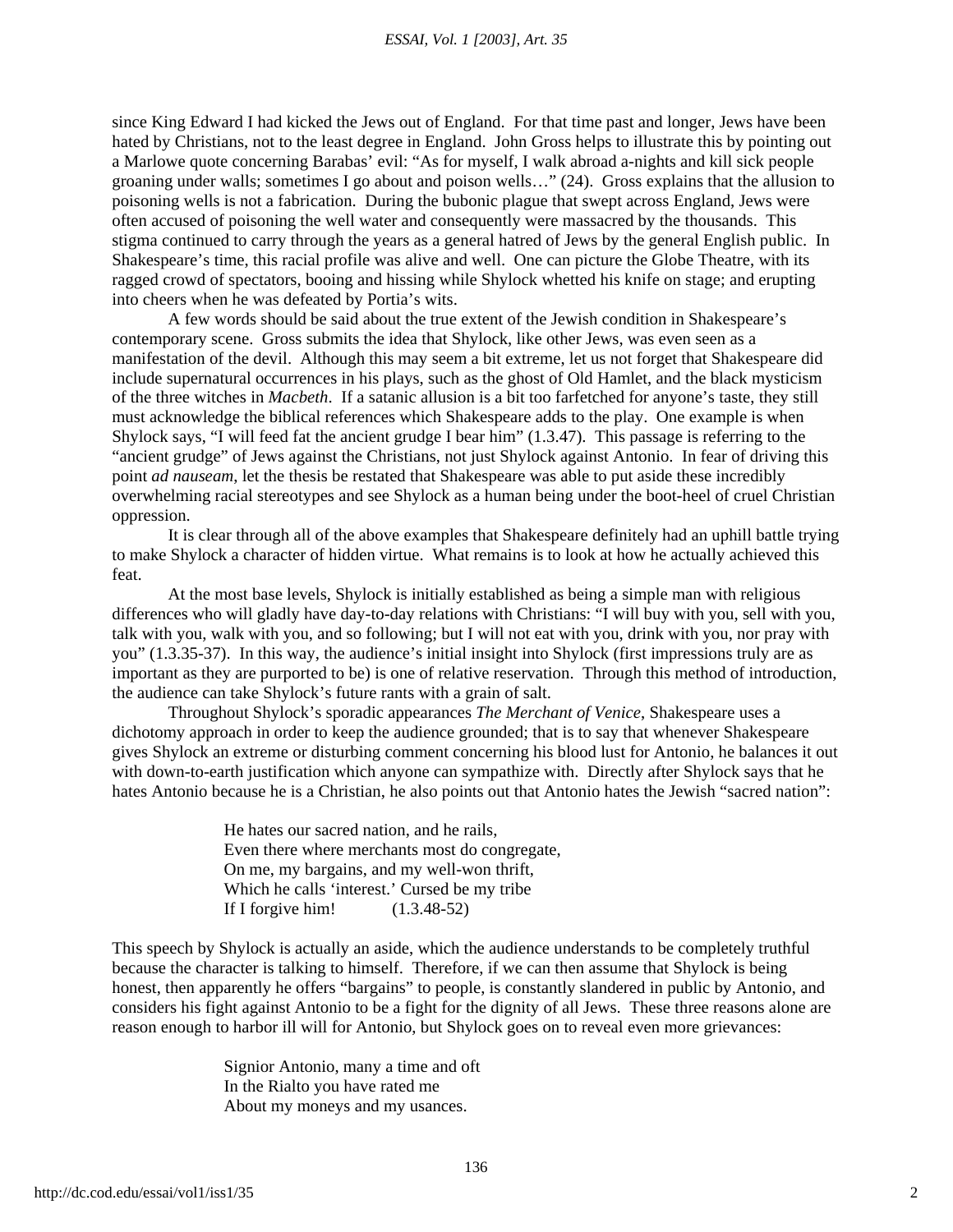since King Edward I had kicked the Jews out of England. For that time past and longer, Jews have been hated by Christians, not to the least degree in England. John Gross helps to illustrate this by pointing out a Marlowe quote concerning Barabas' evil: "As for myself, I walk abroad a-nights and kill sick people groaning under walls; sometimes I go about and poison wells…" (24). Gross explains that the allusion to poisoning wells is not a fabrication. During the bubonic plague that swept across England, Jews were often accused of poisoning the well water and consequently were massacred by the thousands. This stigma continued to carry through the years as a general hatred of Jews by the general English public. In Shakespeare's time, this racial profile was alive and well. One can picture the Globe Theatre, with its ragged crowd of spectators, booing and hissing while Shylock whetted his knife on stage; and erupting into cheers when he was defeated by Portia's wits.

A few words should be said about the true extent of the Jewish condition in Shakespeare's contemporary scene. Gross submits the idea that Shylock, like other Jews, was even seen as a manifestation of the devil. Although this may seem a bit extreme, let us not forget that Shakespeare did include supernatural occurrences in his plays, such as the ghost of Old Hamlet, and the black mysticism of the three witches in *Macbeth*. If a satanic allusion is a bit too farfetched for anyone's taste, they still must acknowledge the biblical references which Shakespeare adds to the play. One example is when Shylock says, "I will feed fat the ancient grudge I bear him" (1.3.47). This passage is referring to the "ancient grudge" of Jews against the Christians, not just Shylock against Antonio. In fear of driving this point *ad nauseam*, let the thesis be restated that Shakespeare was able to put aside these incredibly overwhelming racial stereotypes and see Shylock as a human being under the boot-heel of cruel Christian oppression.

It is clear through all of the above examples that Shakespeare definitely had an uphill battle trying to make Shylock a character of hidden virtue. What remains is to look at how he actually achieved this feat.

At the most base levels, Shylock is initially established as being a simple man with religious differences who will gladly have day-to-day relations with Christians: "I will buy with you, sell with you, talk with you, walk with you, and so following; but I will not eat with you, drink with you, nor pray with you" (1.3.35-37). In this way, the audience's initial insight into Shylock (first impressions truly are as important as they are purported to be) is one of relative reservation. Through this method of introduction, the audience can take Shylock's future rants with a grain of salt.

Throughout Shylock's sporadic appearances *The Merchant of Venice*, Shakespeare uses a dichotomy approach in order to keep the audience grounded; that is to say that whenever Shakespeare gives Shylock an extreme or disturbing comment concerning his blood lust for Antonio, he balances it out with down-to-earth justification which anyone can sympathize with. Directly after Shylock says that he hates Antonio because he is a Christian, he also points out that Antonio hates the Jewish "sacred nation":

> He hates our sacred nation, and he rails,
> Even there where merchants most do congregate,
> On me, my bargains, and my well-won thrift,
> Which he calls 'interest.' Cursed be my tribe
> If I forgive him! (1.3.48-52)

This speech by Shylock is actually an aside, which the audience understands to be completely truthful because the character is talking to himself. Therefore, if we can then assume that Shylock is being honest, then apparently he offers "bargains" to people, is constantly slandered in public by Antonio, and considers his fight against Antonio to be a fight for the dignity of all Jews. These three reasons alone are reason enough to harbor ill will for Antonio, but Shylock goes on to reveal even more grievances:

> Signior Antonio, many a time and oft
> In the Rialto you have rated me
> About my moneys and my usances.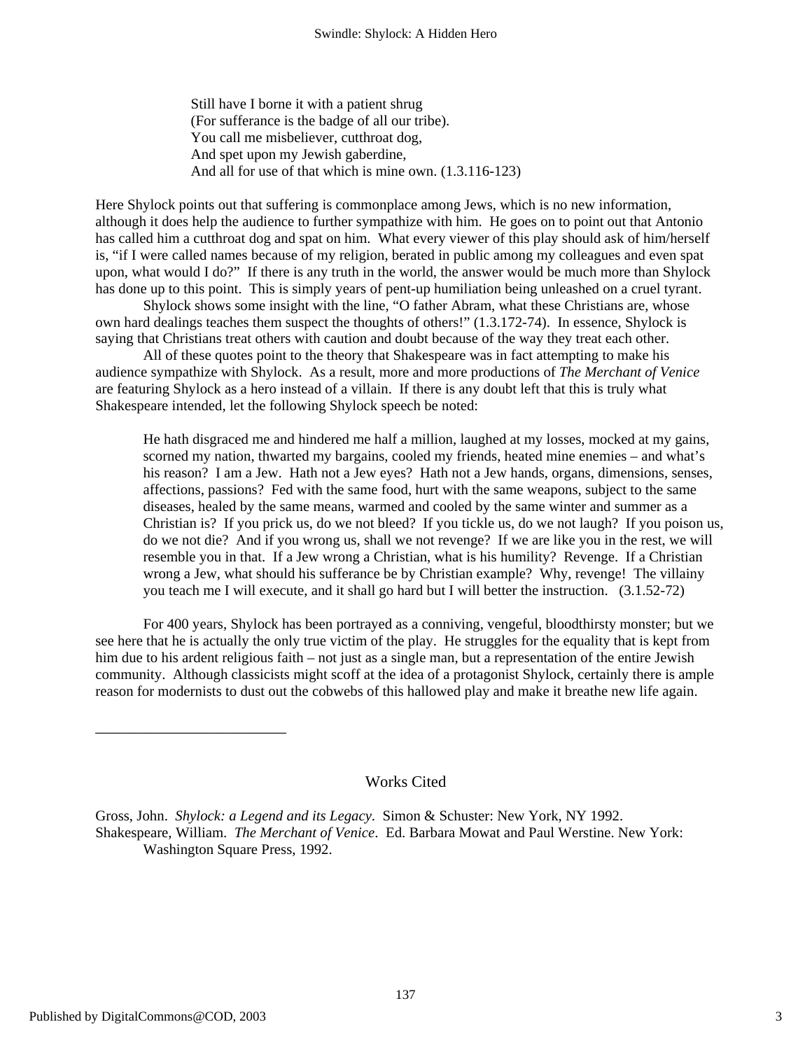> Still have I borne it with a patient shrug  
> (For sufferance is the badge of all our tribe).  
> You call me misbeliever, cutthroat dog,  
> And spet upon my Jewish gaberdine,  
> And all for use of that which is mine own. (1.3.116-123)

Here Shylock points out that suffering is commonplace among Jews, which is no new information, although it does help the audience to further sympathize with him. He goes on to point out that Antonio has called him a cutthroat dog and spat on him. What every viewer of this play should ask of him/herself is, "if I were called names because of my religion, berated in public among my colleagues and even spat upon, what would I do?" If there is any truth in the world, the answer would be much more than Shylock has done up to this point. This is simply years of pent-up humiliation being unleashed on a cruel tyrant.

Shylock shows some insight with the line, "O father Abram, what these Christians are, whose own hard dealings teaches them suspect the thoughts of others!" (1.3.172-74). In essence, Shylock is saying that Christians treat others with caution and doubt because of the way they treat each other.

All of these quotes point to the theory that Shakespeare was in fact attempting to make his audience sympathize with Shylock. As a result, more and more productions of *The Merchant of Venice* are featuring Shylock as a hero instead of a villain. If there is any doubt left that this is truly what Shakespeare intended, let the following Shylock speech be noted:

> He hath disgraced me and hindered me half a million, laughed at my losses, mocked at my gains, scorned my nation, thwarted my bargains, cooled my friends, heated mine enemies – and what's his reason? I am a Jew. Hath not a Jew eyes? Hath not a Jew hands, organs, dimensions, senses, affections, passions? Fed with the same food, hurt with the same weapons, subject to the same diseases, healed by the same means, warmed and cooled by the same winter and summer as a Christian is? If you prick us, do we not bleed? If you tickle us, do we not laugh? If you poison us, do we not die? And if you wrong us, shall we not revenge? If we are like you in the rest, we will resemble you in that. If a Jew wrong a Christian, what is his humility? Revenge. If a Christian wrong a Jew, what should his sufferance be by Christian example? Why, revenge! The villainy you teach me I will execute, and it shall go hard but I will better the instruction. (3.1.52-72)

For 400 years, Shylock has been portrayed as a conniving, vengeful, bloodthirsty monster; but we see here that he is actually the only true victim of the play. He struggles for the equality that is kept from him due to his ardent religious faith – not just as a single man, but a representation of the entire Jewish community. Although classicists might scoff at the idea of a protagonist Shylock, certainly there is ample reason for modernists to dust out the cobwebs of this hallowed play and make it breathe new life again.

## Works Cited

Gross, John. *Shylock: a Legend and its Legacy*. Simon & Schuster: New York, NY 1992.

Shakespeare, William. *The Merchant of Venice*. Ed. Barbara Mowat and Paul Werstine. New York: Washington Square Press, 1992.